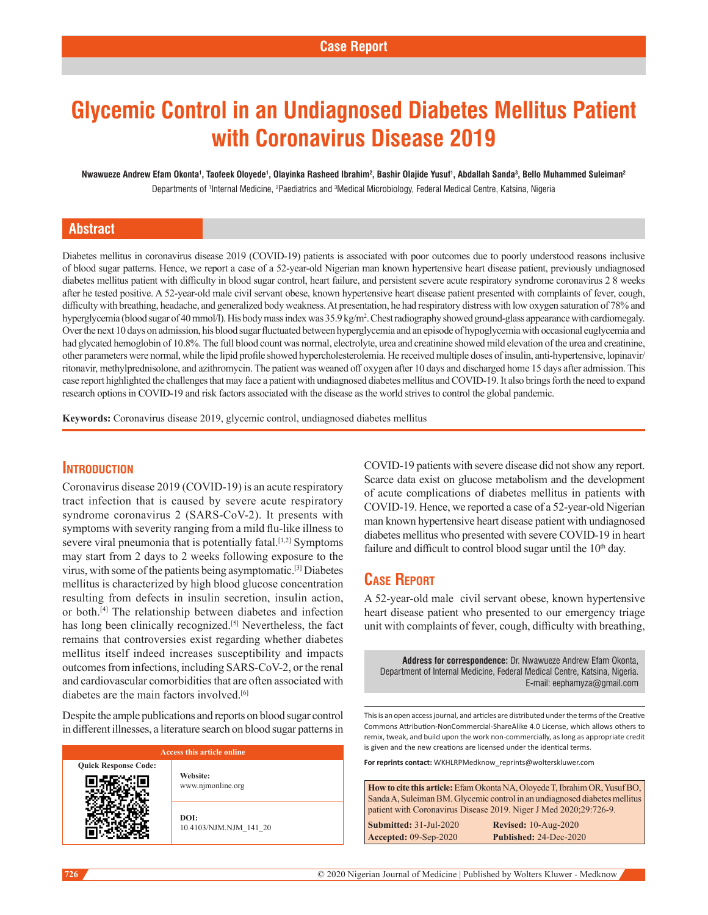Case Report

# Glycemic Control in an Undiagnosed Diabetes Mellitus Patient with Coronavirus Disease 2019

**Nwawueze Andrew Efam Okonta[1], Taofeek Oloyede[1], Olayinka Rasheed Ibrahim[2], Bashir Olajide Yusuf[1], Abdallah Sanda[3], Bello Muhammed Suleiman[2]**

Departments of [1]Internal Medicine, [2]Paediatrics and [3]Medical Microbiology, Federal Medical Centre, Katsina, Nigeria

## Abstract

Diabetes mellitus in coronavirus disease 2019 (COVID-19) patients is associated with poor outcomes due to poorly understood reasons inclusive of blood sugar patterns. Hence, we report a case of a 52-year-old Nigerian man known hypertensive heart disease patient, previously undiagnosed diabetes mellitus patient with difficulty in blood sugar control, heart failure, and persistent severe acute respiratory syndrome coronavirus 2 8 weeks after he tested positive. A 52-year-old male civil servant obese, known hypertensive heart disease patient presented with complaints of fever, cough, difficulty with breathing, headache, and generalized body weakness. At presentation, he had respiratory distress with low oxygen saturation of 78% and hyperglycemia (blood sugar of 40 mmol/l). His body mass index was 35.9 kg/m². Chest radiography showed ground-glass appearance with cardiomegaly. Over the next 10 days on admission, his blood sugar fluctuated between hyperglycemia and an episode of hypoglycemia with occasional euglycemia and had glycated hemoglobin of 10.8%. The full blood count was normal, electrolyte, urea and creatinine showed mild elevation of the urea and creatinine, other parameters were normal, while the lipid profile showed hypercholesterolemia. He received multiple doses of insulin, anti-hypertensive, lopinavir/ritonavir, methylprednisolone, and azithromycin. The patient was weaned off oxygen after 10 days and discharged home 15 days after admission. This case report highlighted the challenges that may face a patient with undiagnosed diabetes mellitus and COVID-19. It also brings forth the need to expand research options in COVID-19 and risk factors associated with the disease as the world strives to control the global pandemic.

**Keywords:** Coronavirus disease 2019, glycemic control, undiagnosed diabetes mellitus

## Introduction

Coronavirus disease 2019 (COVID-19) is an acute respiratory tract infection that is caused by severe acute respiratory syndrome coronavirus 2 (SARS-CoV-2). It presents with symptoms with severity ranging from a mild flu-like illness to severe viral pneumonia that is potentially fatal.[1,2] Symptoms may start from 2 days to 2 weeks following exposure to the virus, with some of the patients being asymptomatic.[3] Diabetes mellitus is characterized by high blood glucose concentration resulting from defects in insulin secretion, insulin action, or both.[4] The relationship between diabetes and infection has long been clinically recognized.[5] Nevertheless, the fact remains that controversies exist regarding whether diabetes mellitus itself indeed increases susceptibility and impacts outcomes from infections, including SARS-CoV-2, or the renal and cardiovascular comorbidities that are often associated with diabetes are the main factors involved.[6]

Despite the ample publications and reports on blood sugar control in different illnesses, a literature search on blood sugar patterns in COVID-19 patients with severe disease did not show any report. Scarce data exist on glucose metabolism and the development of acute complications of diabetes mellitus in patients with COVID-19. Hence, we reported a case of a 52-year-old Nigerian man known hypertensive heart disease patient with undiagnosed diabetes mellitus who presented with severe COVID-19 in heart failure and difficult to control blood sugar until the 10th day.

## Case Report

A 52-year-old male civil servant obese, known hypertensive heart disease patient who presented to our emergency triage unit with complaints of fever, cough, difficulty with breathing,

**Address for correspondence:** Dr. Nwawueze Andrew Efam Okonta, Department of Internal Medicine, Federal Medical Centre, Katsina, Nigeria. E-mail: eephamyza@gmail.com

| Access this article online | |
|---|---|
| Quick Response Code: | **Website:** www.njmonline.org |
| | **DOI:** 10.4103/NJM.NJM_141_20 |

This is an open access journal, and articles are distributed under the terms of the Creative Commons Attribution-NonCommercial-ShareAlike 4.0 License, which allows others to remix, tweak, and build upon the work non-commercially, as long as appropriate credit is given and the new creations are licensed under the identical terms.

**For reprints contact:** WKHLRPMedknow_reprints@wolterskluwer.com

**How to cite this article:** Efam Okonta NA, Oloyede T, Ibrahim OR, Yusuf BO, Sanda A, Suleiman BM. Glycemic control in an undiagnosed diabetes mellitus patient with Coronavirus Disease 2019. Niger J Med 2020;29:726-9.

**Submitted:** 31-Jul-2020 **Revised:** 10-Aug-2020
**Accepted:** 09-Sep-2020 **Published:** 24-Dec-2020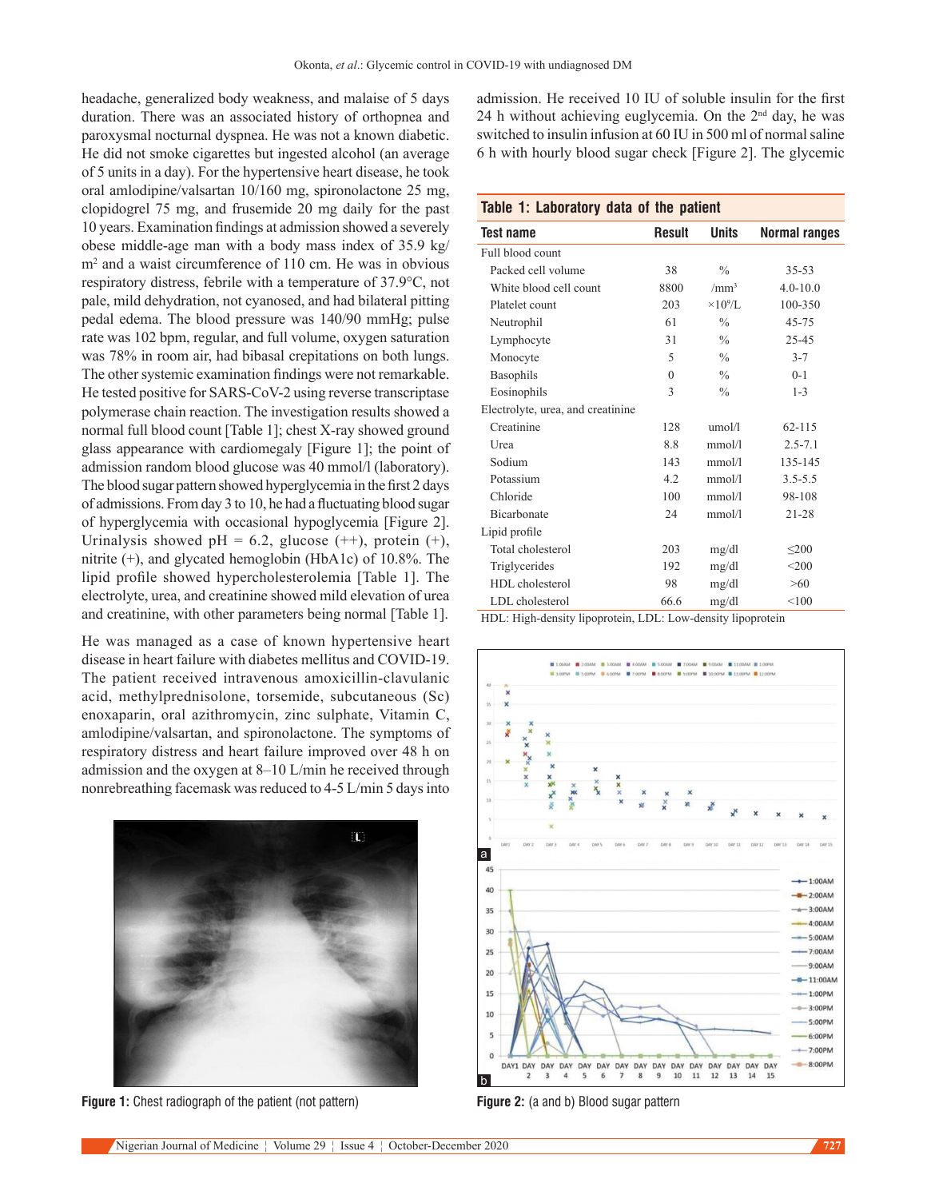headache, generalized body weakness, and malaise of 5 days duration. There was an associated history of orthopnea and paroxysmal nocturnal dyspnea. He was not a known diabetic. He did not smoke cigarettes but ingested alcohol (an average of 5 units in a day). For the hypertensive heart disease, he took oral amlodipine/valsartan 10/160 mg, spironolactone 25 mg, clopidogrel 75 mg, and frusemide 20 mg daily for the past 10 years. Examination findings at admission showed a severely obese middle-age man with a body mass index of 35.9 kg/m$^2$ and a waist circumference of 110 cm. He was in obvious respiratory distress, febrile with a temperature of 37.9°C, not pale, mild dehydration, not cyanosed, and had bilateral pitting pedal edema. The blood pressure was 140/90 mmHg; pulse rate was 102 bpm, regular, and full volume, oxygen saturation was 78% in room air, had bibasal crepitations on both lungs. The other systemic examination findings were not remarkable. He tested positive for SARS-CoV-2 using reverse transcriptase polymerase chain reaction. The investigation results showed a normal full blood count [Table 1]; chest X-ray showed ground glass appearance with cardiomegaly [Figure 1]; the point of admission random blood glucose was 40 mmol/l (laboratory). The blood sugar pattern showed hyperglycemia in the first 2 days of admissions. From day 3 to 10, he had a fluctuating blood sugar of hyperglycemia with occasional hypoglycemia [Figure 2]. Urinalysis showed pH = 6.2, glucose (++), protein (+), nitrite (+), and glycated hemoglobin (HbA1c) of 10.8%. The lipid profile showed hypercholesterolemia [Table 1]. The electrolyte, urea, and creatinine showed mild elevation of urea and creatinine, with other parameters being normal [Table 1].

He was managed as a case of known hypertensive heart disease in heart failure with diabetes mellitus and COVID-19. The patient received intravenous amoxicillin-clavulanic acid, methylprednisolone, torsemide, subcutaneous (Sc) enoxaparin, oral azithromycin, zinc sulphate, Vitamin C, amlodipine/valsartan, and spironolactone. The symptoms of respiratory distress and heart failure improved over 48 h on admission and the oxygen at 8–10 L/min he received through nonrebreathing facemask was reduced to 4-5 L/min 5 days into admission. He received 10 IU of soluble insulin for the first 24 h without achieving euglycemia. On the 2nd day, he was switched to insulin infusion at 60 IU in 500 ml of normal saline 6 h with hourly blood sugar check [Figure 2]. The glycemic

**Table 1: Laboratory data of the patient**

| Test name | Result | Units | Normal ranges |
|---|---|---|---|
| Full blood count | | | |
| Packed cell volume | 38 | % | 35-53 |
| White blood cell count | 8800 | /mm$^3$ | 4.0-10.0 |
| Platelet count | 203 | $\times 10^9$/L | 100-350 |
| Neutrophil | 61 | % | 45-75 |
| Lymphocyte | 31 | % | 25-45 |
| Monocyte | 5 | % | 3-7 |
| Basophils | 0 | % | 0-1 |
| Eosinophils | 3 | % | 1-3 |
| Electrolyte, urea, and creatinine | | | |
| Creatinine | 128 | umol/l | 62-115 |
| Urea | 8.8 | mmol/l | 2.5-7.1 |
| Sodium | 143 | mmol/l | 135-145 |
| Potassium | 4.2 | mmol/l | 3.5-5.5 |
| Chloride | 100 | mmol/l | 98-108 |
| Bicarbonate | 24 | mmol/l | 21-28 |
| Lipid profile | | | |
| Total cholesterol | 203 | mg/dl | ≤200 |
| Triglycerides | 192 | mg/dl | <200 |
| HDL cholesterol | 98 | mg/dl | >60 |
| LDL cholesterol | 66.6 | mg/dl | <100 |

HDL: High-density lipoprotein, LDL: Low-density lipoprotein

**Figure 1:** Chest radiograph of the patient (not pattern)

**Figure 2:** (a and b) Blood sugar pattern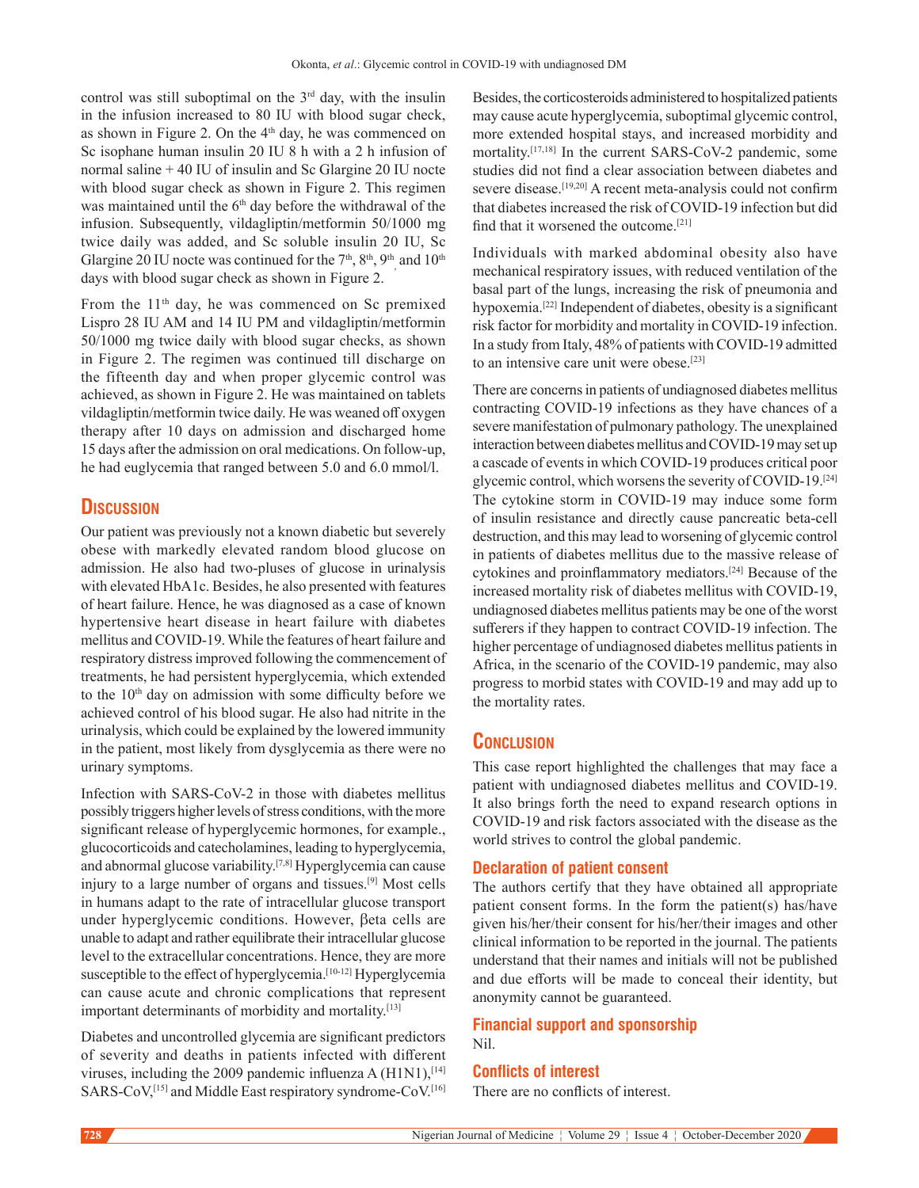control was still suboptimal on the 3rd day, with the insulin in the infusion increased to 80 IU with blood sugar check, as shown in Figure 2. On the 4th day, he was commenced on Sc isophane human insulin 20 IU 8 h with a 2 h infusion of normal saline + 40 IU of insulin and Sc Glargine 20 IU nocte with blood sugar check as shown in Figure 2. This regimen was maintained until the 6th day before the withdrawal of the infusion. Subsequently, vildagliptin/metformin 50/1000 mg twice daily was added, and Sc soluble insulin 20 IU, Sc Glargine 20 IU nocte was continued for the 7th, 8th, 9th and 10th days with blood sugar check as shown in Figure 2.

From the 11th day, he was commenced on Sc premixed Lispro 28 IU AM and 14 IU PM and vildagliptin/metformin 50/1000 mg twice daily with blood sugar checks, as shown in Figure 2. The regimen was continued till discharge on the fifteenth day and when proper glycemic control was achieved, as shown in Figure 2. He was maintained on tablets vildagliptin/metformin twice daily. He was weaned off oxygen therapy after 10 days on admission and discharged home 15 days after the admission on oral medications. On follow-up, he had euglycemia that ranged between 5.0 and 6.0 mmol/l.

## Discussion

Our patient was previously not a known diabetic but severely obese with markedly elevated random blood glucose on admission. He also had two-pluses of glucose in urinalysis with elevated HbA1c. Besides, he also presented with features of heart failure. Hence, he was diagnosed as a case of known hypertensive heart disease in heart failure with diabetes mellitus and COVID-19. While the features of heart failure and respiratory distress improved following the commencement of treatments, he had persistent hyperglycemia, which extended to the 10th day on admission with some difficulty before we achieved control of his blood sugar. He also had nitrite in the urinalysis, which could be explained by the lowered immunity in the patient, most likely from dysglycemia as there were no urinary symptoms.

Infection with SARS-CoV-2 in those with diabetes mellitus possibly triggers higher levels of stress conditions, with the more significant release of hyperglycemic hormones, for example., glucocorticoids and catecholamines, leading to hyperglycemia, and abnormal glucose variability.[7,8] Hyperglycemia can cause injury to a large number of organs and tissues.[9] Most cells in humans adapt to the rate of intracellular glucose transport under hyperglycemic conditions. However, βeta cells are unable to adapt and rather equilibrate their intracellular glucose level to the extracellular concentrations. Hence, they are more susceptible to the effect of hyperglycemia.[10-12] Hyperglycemia can cause acute and chronic complications that represent important determinants of morbidity and mortality.[13]

Diabetes and uncontrolled glycemia are significant predictors of severity and deaths in patients infected with different viruses, including the 2009 pandemic influenza A (H1N1),[14] SARS-CoV,[15] and Middle East respiratory syndrome-CoV.[16] Besides, the corticosteroids administered to hospitalized patients may cause acute hyperglycemia, suboptimal glycemic control, more extended hospital stays, and increased morbidity and mortality.[17,18] In the current SARS-CoV-2 pandemic, some studies did not find a clear association between diabetes and severe disease.[19,20] A recent meta-analysis could not confirm that diabetes increased the risk of COVID-19 infection but did find that it worsened the outcome.[21]

Individuals with marked abdominal obesity also have mechanical respiratory issues, with reduced ventilation of the basal part of the lungs, increasing the risk of pneumonia and hypoxemia.[22] Independent of diabetes, obesity is a significant risk factor for morbidity and mortality in COVID-19 infection. In a study from Italy, 48% of patients with COVID-19 admitted to an intensive care unit were obese.[23]

There are concerns in patients of undiagnosed diabetes mellitus contracting COVID-19 infections as they have chances of a severe manifestation of pulmonary pathology. The unexplained interaction between diabetes mellitus and COVID-19 may set up a cascade of events in which COVID-19 produces critical poor glycemic control, which worsens the severity of COVID-19.[24] The cytokine storm in COVID-19 may induce some form of insulin resistance and directly cause pancreatic beta-cell destruction, and this may lead to worsening of glycemic control in patients of diabetes mellitus due to the massive release of cytokines and proinflammatory mediators.[24] Because of the increased mortality risk of diabetes mellitus with COVID-19, undiagnosed diabetes mellitus patients may be one of the worst sufferers if they happen to contract COVID-19 infection. The higher percentage of undiagnosed diabetes mellitus patients in Africa, in the scenario of the COVID-19 pandemic, may also progress to morbid states with COVID-19 and may add up to the mortality rates.

## Conclusion

This case report highlighted the challenges that may face a patient with undiagnosed diabetes mellitus and COVID-19. It also brings forth the need to expand research options in COVID-19 and risk factors associated with the disease as the world strives to control the global pandemic.

### Declaration of patient consent

The authors certify that they have obtained all appropriate patient consent forms. In the form the patient(s) has/have given his/her/their consent for his/her/their images and other clinical information to be reported in the journal. The patients understand that their names and initials will not be published and due efforts will be made to conceal their identity, but anonymity cannot be guaranteed.

### Financial support and sponsorship

Nil.

### Conflicts of interest

There are no conflicts of interest.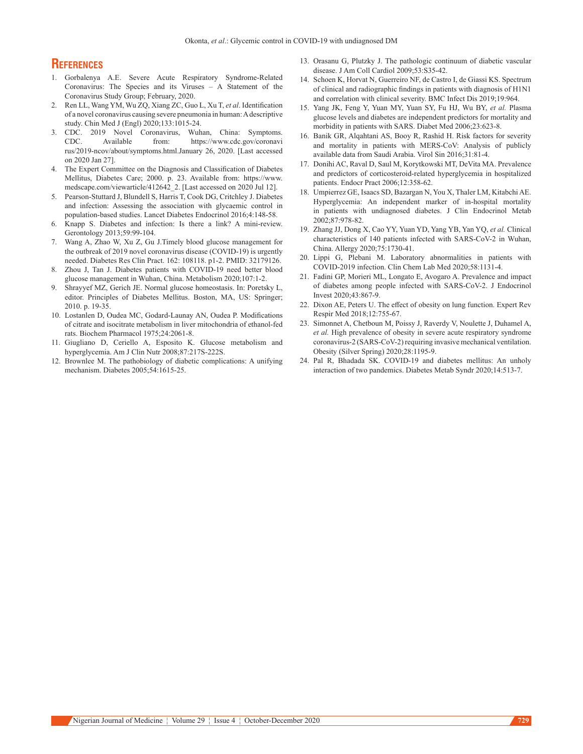## References

1. Gorbalenya A.E. Severe Acute Respiratory Syndrome-Related Coronavirus: The Species and its Viruses – A Statement of the Coronavirus Study Group; February, 2020.
2. Ren LL, Wang YM, Wu ZQ, Xiang ZC, Guo L, Xu T, *et al*. Identification of a novel coronavirus causing severe pneumonia in human: A descriptive study. Chin Med J (Engl) 2020;133:1015-24.
3. CDC. 2019 Novel Coronavirus, Wuhan, China: Symptoms. CDC. Available from: https://www.cdc.gov/coronavirus/2019-ncov/about/symptoms.html.January 26, 2020. [Last accessed on 2020 Jan 27].
4. The Expert Committee on the Diagnosis and Classification of Diabetes Mellitus, Diabetes Care; 2000. p. 23. Available from: https://www.medscape.com/viewarticle/412642_2. [Last accessed on 2020 Jul 12].
5. Pearson-Stuttard J, Blundell S, Harris T, Cook DG, Critchley J. Diabetes and infection: Assessing the association with glycaemic control in population-based studies. Lancet Diabetes Endocrinol 2016;4:148-58.
6. Knapp S. Diabetes and infection: Is there a link? A mini-review. Gerontology 2013;59:99-104.
7. Wang A, Zhao W, Xu Z, Gu J.Timely blood glucose management for the outbreak of 2019 novel coronavirus disease (COVID-19) is urgently needed. Diabetes Res Clin Pract. 162: 108118. p1-2. PMID: 32179126.
8. Zhou J, Tan J. Diabetes patients with COVID-19 need better blood glucose management in Wuhan, China. Metabolism 2020;107:1-2.
9. Shrayyef MZ, Gerich JE. Normal glucose homeostasis. In: Poretsky L, editor. Principles of Diabetes Mellitus. Boston, MA, US: Springer; 2010. p. 19-35.
10. Lostanlen D, Oudea MC, Godard-Launay AN, Oudea P. Modifications of citrate and isocitrate metabolism in liver mitochondria of ethanol-fed rats. Biochem Pharmacol 1975;24:2061-8.
11. Giugliano D, Ceriello A, Esposito K. Glucose metabolism and hyperglycemia. Am J Clin Nutr 2008;87:217S-222S.
12. Brownlee M. The pathobiology of diabetic complications: A unifying mechanism. Diabetes 2005;54:1615-25.
13. Orasanu G, Plutzky J. The pathologic continuum of diabetic vascular disease. J Am Coll Cardiol 2009;53:S35-42.
14. Schoen K, Horvat N, Guerreiro NF, de Castro I, de Giassi KS. Spectrum of clinical and radiographic findings in patients with diagnosis of H1N1 and correlation with clinical severity. BMC Infect Dis 2019;19:964.
15. Yang JK, Feng Y, Yuan MY, Yuan SY, Fu HJ, Wu BY, *et al.* Plasma glucose levels and diabetes are independent predictors for mortality and morbidity in patients with SARS. Diabet Med 2006;23:623-8.
16. Banik GR, Alqahtani AS, Booy R, Rashid H. Risk factors for severity and mortality in patients with MERS-CoV: Analysis of publicly available data from Saudi Arabia. Virol Sin 2016;31:81-4.
17. Donihi AC, Raval D, Saul M, Korytkowski MT, DeVita MA. Prevalence and predictors of corticosteroid-related hyperglycemia in hospitalized patients. Endocr Pract 2006;12:358-62.
18. Umpierrez GE, Isaacs SD, Bazargan N, You X, Thaler LM, Kitabchi AE. Hyperglycemia: An independent marker of in-hospital mortality in patients with undiagnosed diabetes. J Clin Endocrinol Metab 2002;87:978-82.
19. Zhang JJ, Dong X, Cao YY, Yuan YD, Yang YB, Yan YQ, *et al.* Clinical characteristics of 140 patients infected with SARS-CoV-2 in Wuhan, China. Allergy 2020;75:1730-41.
20. Lippi G, Plebani M. Laboratory abnormalities in patients with COVID-2019 infection. Clin Chem Lab Med 2020;58:1131-4.
21. Fadini GP, Morieri ML, Longato E, Avogaro A. Prevalence and impact of diabetes among people infected with SARS-CoV-2. J Endocrinol Invest 2020;43:867-9.
22. Dixon AE, Peters U. The effect of obesity on lung function. Expert Rev Respir Med 2018;12:755-67.
23. Simonnet A, Chetboun M, Poissy J, Raverdy V, Noulette J, Duhamel A, *et al.* High prevalence of obesity in severe acute respiratory syndrome coronavirus-2 (SARS-CoV-2) requiring invasive mechanical ventilation. Obesity (Silver Spring) 2020;28:1195-9.
24. Pal R, Bhadada SK. COVID-19 and diabetes mellitus: An unholy interaction of two pandemics. Diabetes Metab Syndr 2020;14:513-7.